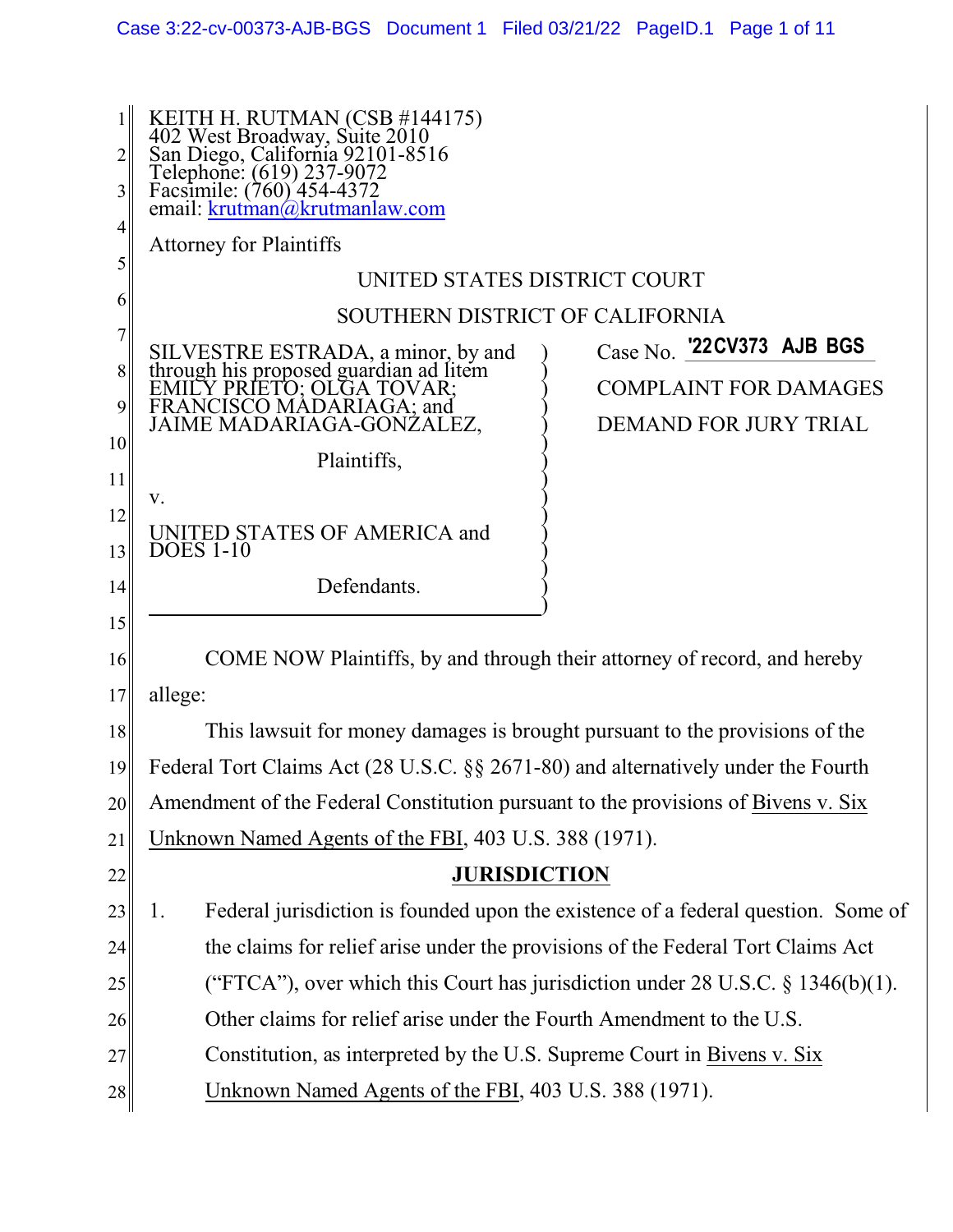KEITH H. RUTMAN (CSB #144175)
402 West Broadway, Suite 2010
San Diego, California 92101-8516
Telephone: (619) 237-9072
Facsimile: (760) 454-4372
email: krutman@krutmanlaw.com

Attorney for Plaintiffs

UNITED STATES DISTRICT COURT

SOUTHERN DISTRICT OF CALIFORNIA

| | |
|---|---|
| SILVESTRE ESTRADA, a minor, by and through his proposed guardian ad litem EMILY PRIETO; OLGA TOVAR; FRANCISCO MADARIAGA; and JAIME MADARIAGA-GONZALEZ,<br><br>Plaintiffs,<br><br>v.<br><br>UNITED STATES OF AMERICA and DOES 1-10<br><br>Defendants. | Case No. '22CV373 AJB BGS<br><br>COMPLAINT FOR DAMAGES<br><br>DEMAND FOR JURY TRIAL |

COME NOW Plaintiffs, by and through their attorney of record, and hereby allege:

This lawsuit for money damages is brought pursuant to the provisions of the Federal Tort Claims Act (28 U.S.C. §§ 2671-80) and alternatively under the Fourth Amendment of the Federal Constitution pursuant to the provisions of Bivens v. Six Unknown Named Agents of the FBI, 403 U.S. 388 (1971).

## JURISDICTION

1. Federal jurisdiction is founded upon the existence of a federal question. Some of the claims for relief arise under the provisions of the Federal Tort Claims Act ("FTCA"), over which this Court has jurisdiction under 28 U.S.C. § 1346(b)(1). Other claims for relief arise under the Fourth Amendment to the U.S. Constitution, as interpreted by the U.S. Supreme Court in Bivens v. Six Unknown Named Agents of the FBI, 403 U.S. 388 (1971).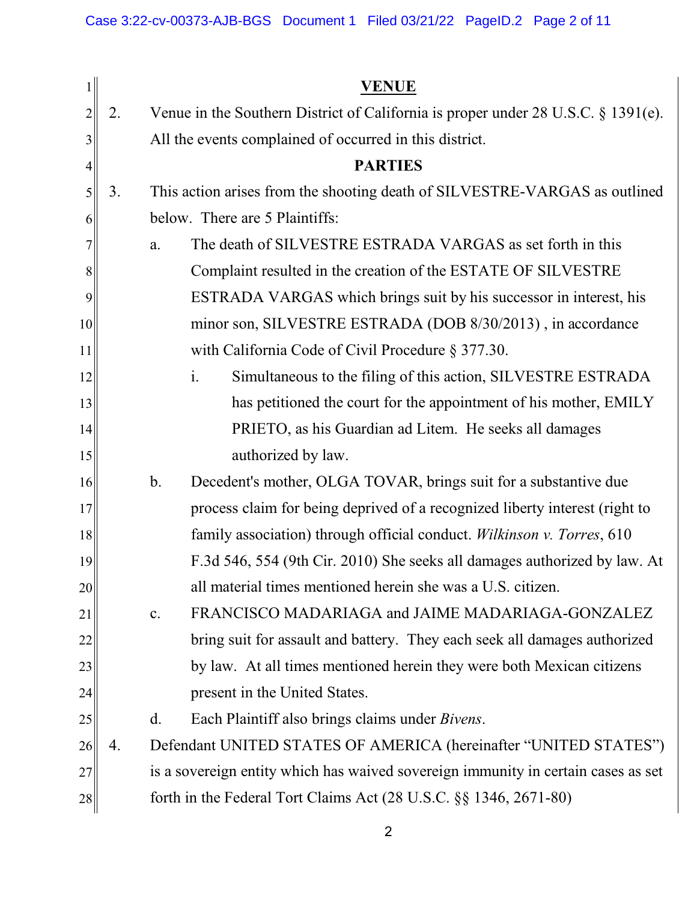## VENUE

2. Venue in the Southern District of California is proper under 28 U.S.C. § 1391(e). All the events complained of occurred in this district.

## PARTIES

3. This action arises from the shooting death of SILVESTRE-VARGAS as outlined below. There are 5 Plaintiffs:

   a. The death of SILVESTRE ESTRADA VARGAS as set forth in this Complaint resulted in the creation of the ESTATE OF SILVESTRE ESTRADA VARGAS which brings suit by his successor in interest, his minor son, SILVESTRE ESTRADA (DOB 8/30/2013) , in accordance with California Code of Civil Procedure § 377.30.

      i. Simultaneous to the filing of this action, SILVESTRE ESTRADA has petitioned the court for the appointment of his mother, EMILY PRIETO, as his Guardian ad Litem. He seeks all damages authorized by law.

   b. Decedent's mother, OLGA TOVAR, brings suit for a substantive due process claim for being deprived of a recognized liberty interest (right to family association) through official conduct. *Wilkinson v. Torres*, 610 F.3d 546, 554 (9th Cir. 2010) She seeks all damages authorized by law. At all material times mentioned herein she was a U.S. citizen.

   c. FRANCISCO MADARIAGA and JAIME MADARIAGA-GONZALEZ bring suit for assault and battery. They each seek all damages authorized by law. At all times mentioned herein they were both Mexican citizens present in the United States.

   d. Each Plaintiff also brings claims under *Bivens*.

4. Defendant UNITED STATES OF AMERICA (hereinafter "UNITED STATES") is a sovereign entity which has waived sovereign immunity in certain cases as set forth in the Federal Tort Claims Act (28 U.S.C. §§ 1346, 2671-80)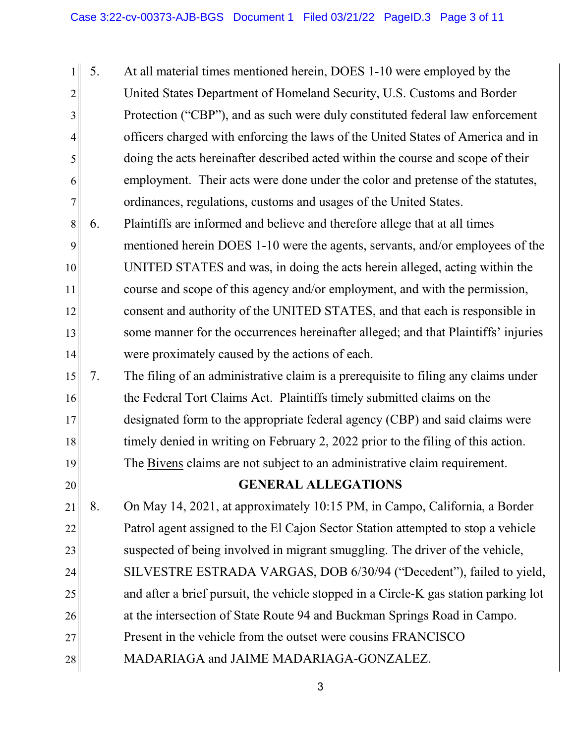5. At all material times mentioned herein, DOES 1-10 were employed by the United States Department of Homeland Security, U.S. Customs and Border Protection ("CBP"), and as such were duly constituted federal law enforcement officers charged with enforcing the laws of the United States of America and in doing the acts hereinafter described acted within the course and scope of their employment. Their acts were done under the color and pretense of the statutes, ordinances, regulations, customs and usages of the United States.

6. Plaintiffs are informed and believe and therefore allege that at all times mentioned herein DOES 1-10 were the agents, servants, and/or employees of the UNITED STATES and was, in doing the acts herein alleged, acting within the course and scope of this agency and/or employment, and with the permission, consent and authority of the UNITED STATES, and that each is responsible in some manner for the occurrences hereinafter alleged; and that Plaintiffs' injuries were proximately caused by the actions of each.

7. The filing of an administrative claim is a prerequisite to filing any claims under the Federal Tort Claims Act. Plaintiffs timely submitted claims on the designated form to the appropriate federal agency (CBP) and said claims were timely denied in writing on February 2, 2022 prior to the filing of this action. The Bivens claims are not subject to an administrative claim requirement.

## GENERAL ALLEGATIONS

8. On May 14, 2021, at approximately 10:15 PM, in Campo, California, a Border Patrol agent assigned to the El Cajon Sector Station attempted to stop a vehicle suspected of being involved in migrant smuggling. The driver of the vehicle, SILVESTRE ESTRADA VARGAS, DOB 6/30/94 ("Decedent"), failed to yield, and after a brief pursuit, the vehicle stopped in a Circle-K gas station parking lot at the intersection of State Route 94 and Buckman Springs Road in Campo. Present in the vehicle from the outset were cousins FRANCISCO MADARIAGA and JAIME MADARIAGA-GONZALEZ.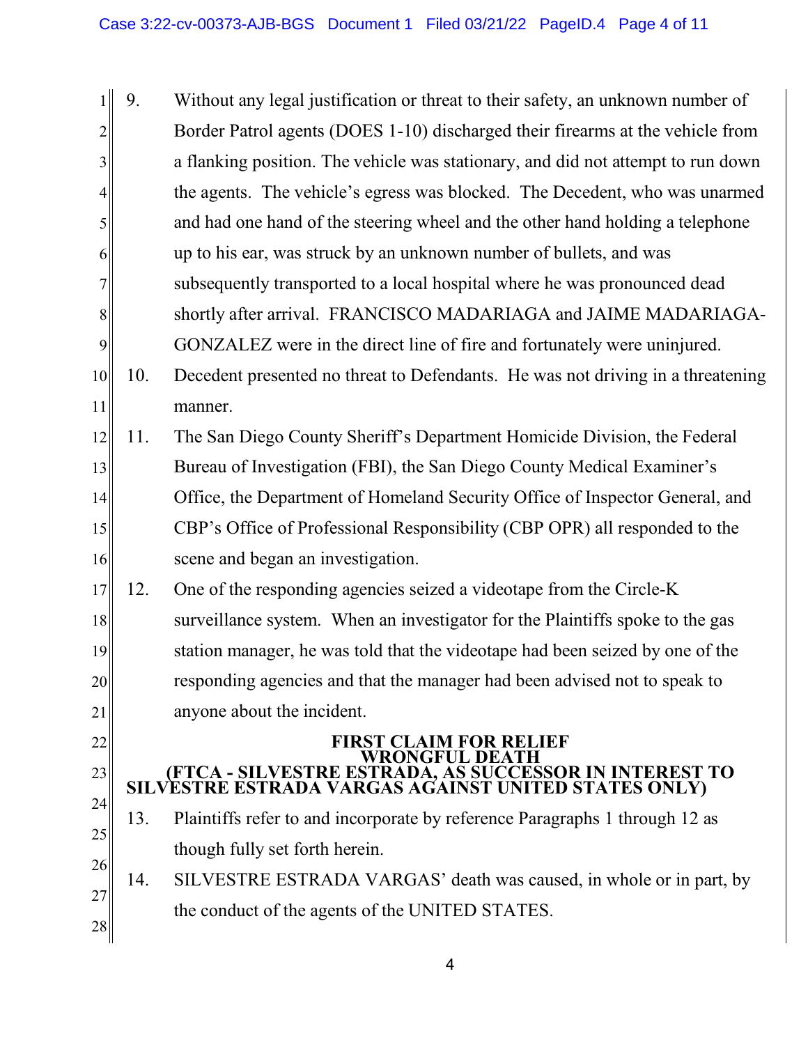9. Without any legal justification or threat to their safety, an unknown number of Border Patrol agents (DOES 1-10) discharged their firearms at the vehicle from a flanking position. The vehicle was stationary, and did not attempt to run down the agents. The vehicle's egress was blocked. The Decedent, who was unarmed and had one hand of the steering wheel and the other hand holding a telephone up to his ear, was struck by an unknown number of bullets, and was subsequently transported to a local hospital where he was pronounced dead shortly after arrival. FRANCISCO MADARIAGA and JAIME MADARIAGA-GONZALEZ were in the direct line of fire and fortunately were uninjured.

10. Decedent presented no threat to Defendants. He was not driving in a threatening manner.

11. The San Diego County Sheriff's Department Homicide Division, the Federal Bureau of Investigation (FBI), the San Diego County Medical Examiner's Office, the Department of Homeland Security Office of Inspector General, and CBP's Office of Professional Responsibility (CBP OPR) all responded to the scene and began an investigation.

12. One of the responding agencies seized a videotape from the Circle-K surveillance system. When an investigator for the Plaintiffs spoke to the gas station manager, he was told that the videotape had been seized by one of the responding agencies and that the manager had been advised not to speak to anyone about the incident.

**FIRST CLAIM FOR RELIEF**
**WRONGFUL DEATH**
**(FTCA - SILVESTRE ESTRADA, AS SUCCESSOR IN INTEREST TO SILVESTRE ESTRADA VARGAS AGAINST UNITED STATES ONLY)**

13. Plaintiffs refer to and incorporate by reference Paragraphs 1 through 12 as though fully set forth herein.

14. SILVESTRE ESTRADA VARGAS' death was caused, in whole or in part, by the conduct of the agents of the UNITED STATES.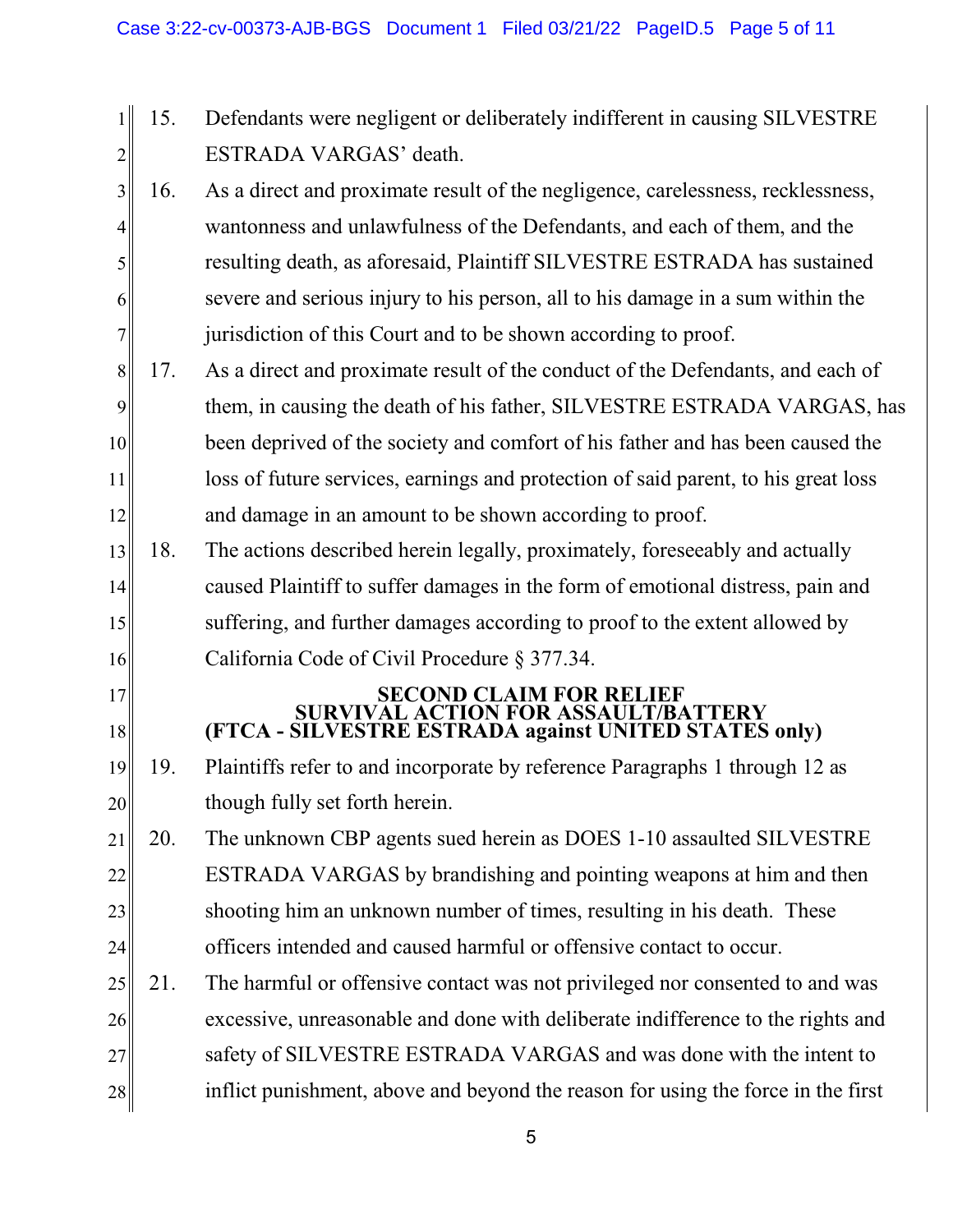15. Defendants were negligent or deliberately indifferent in causing SILVESTRE ESTRADA VARGAS' death.

16. As a direct and proximate result of the negligence, carelessness, recklessness, wantonness and unlawfulness of the Defendants, and each of them, and the resulting death, as aforesaid, Plaintiff SILVESTRE ESTRADA has sustained severe and serious injury to his person, all to his damage in a sum within the jurisdiction of this Court and to be shown according to proof.

17. As a direct and proximate result of the conduct of the Defendants, and each of them, in causing the death of his father, SILVESTRE ESTRADA VARGAS, has been deprived of the society and comfort of his father and has been caused the loss of future services, earnings and protection of said parent, to his great loss and damage in an amount to be shown according to proof.

18. The actions described herein legally, proximately, foreseeably and actually caused Plaintiff to suffer damages in the form of emotional distress, pain and suffering, and further damages according to proof to the extent allowed by California Code of Civil Procedure § 377.34.

**SECOND CLAIM FOR RELIEF**
**SURVIVAL ACTION FOR ASSAULT/BATTERY**
**(FTCA - SILVESTRE ESTRADA against UNITED STATES only)**

19. Plaintiffs refer to and incorporate by reference Paragraphs 1 through 12 as though fully set forth herein.

20. The unknown CBP agents sued herein as DOES 1-10 assaulted SILVESTRE ESTRADA VARGAS by brandishing and pointing weapons at him and then shooting him an unknown number of times, resulting in his death. These officers intended and caused harmful or offensive contact to occur.

21. The harmful or offensive contact was not privileged nor consented to and was excessive, unreasonable and done with deliberate indifference to the rights and safety of SILVESTRE ESTRADA VARGAS and was done with the intent to inflict punishment, above and beyond the reason for using the force in the first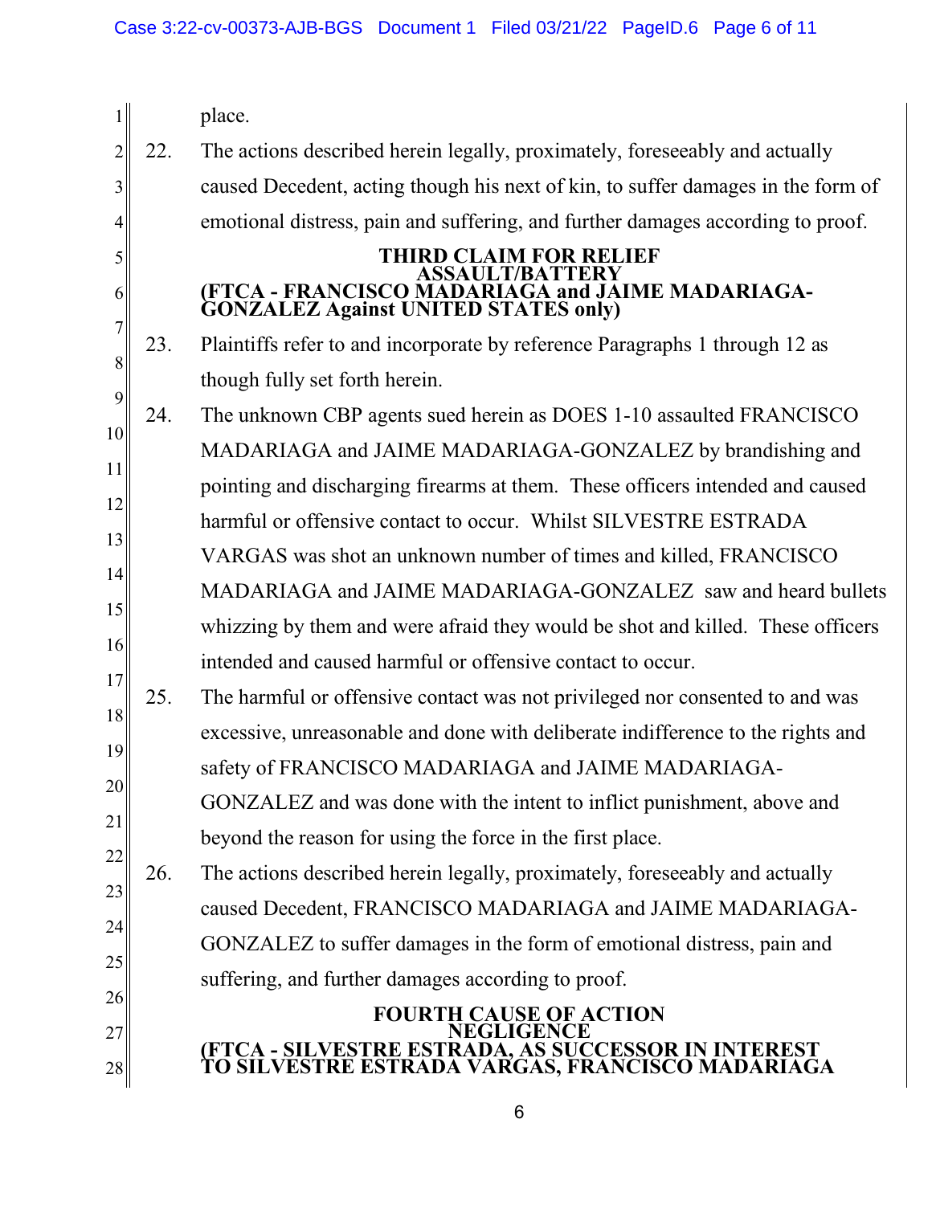place.

22. The actions described herein legally, proximately, foreseeably and actually caused Decedent, acting though his next of kin, to suffer damages in the form of emotional distress, pain and suffering, and further damages according to proof.

**THIRD CLAIM FOR RELIEF**
**ASSAULT/BATTERY**
**(FTCA - FRANCISCO MADARIAGA and JAIME MADARIAGA-GONZALEZ Against UNITED STATES only)**

23. Plaintiffs refer to and incorporate by reference Paragraphs 1 through 12 as though fully set forth herein.

24. The unknown CBP agents sued herein as DOES 1-10 assaulted FRANCISCO MADARIAGA and JAIME MADARIAGA-GONZALEZ by brandishing and pointing and discharging firearms at them. These officers intended and caused harmful or offensive contact to occur. Whilst SILVESTRE ESTRADA VARGAS was shot an unknown number of times and killed, FRANCISCO MADARIAGA and JAIME MADARIAGA-GONZALEZ saw and heard bullets whizzing by them and were afraid they would be shot and killed. These officers intended and caused harmful or offensive contact to occur.

25. The harmful or offensive contact was not privileged nor consented to and was excessive, unreasonable and done with deliberate indifference to the rights and safety of FRANCISCO MADARIAGA and JAIME MADARIAGA-GONZALEZ and was done with the intent to inflict punishment, above and beyond the reason for using the force in the first place.

26. The actions described herein legally, proximately, foreseeably and actually caused Decedent, FRANCISCO MADARIAGA and JAIME MADARIAGA-GONZALEZ to suffer damages in the form of emotional distress, pain and suffering, and further damages according to proof.

**FOURTH CAUSE OF ACTION**
**NEGLIGENCE**
**(FTCA - SILVESTRE ESTRADA, AS SUCCESSOR IN INTEREST TO SILVESTRE ESTRADA VARGAS, FRANCISCO MADARIAGA**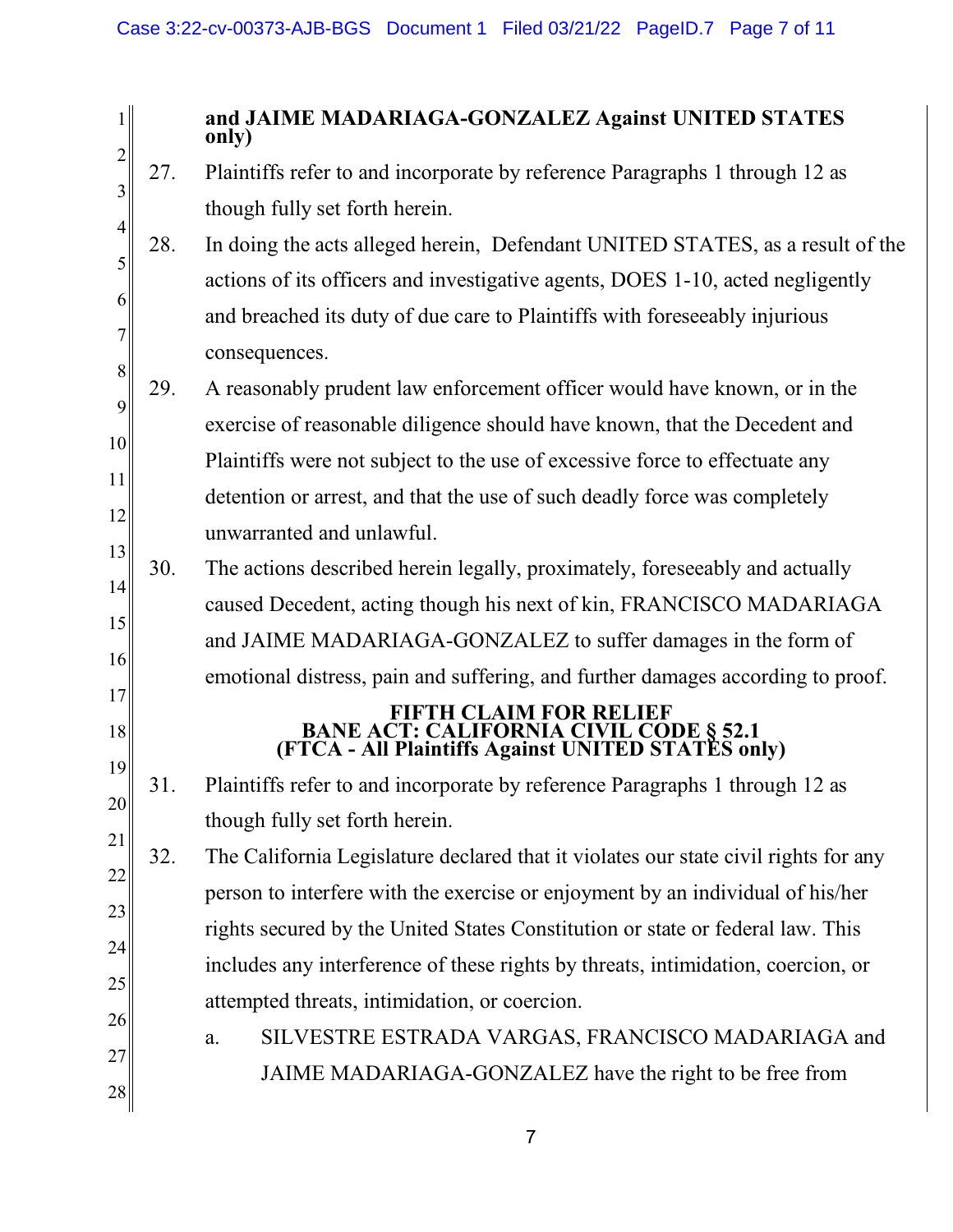**and JAIME MADARIAGA-GONZALEZ Against UNITED STATES only)**

27. Plaintiffs refer to and incorporate by reference Paragraphs 1 through 12 as though fully set forth herein.

28. In doing the acts alleged herein, Defendant UNITED STATES, as a result of the actions of its officers and investigative agents, DOES 1-10, acted negligently and breached its duty of due care to Plaintiffs with foreseeably injurious consequences.

29. A reasonably prudent law enforcement officer would have known, or in the exercise of reasonable diligence should have known, that the Decedent and Plaintiffs were not subject to the use of excessive force to effectuate any detention or arrest, and that the use of such deadly force was completely unwarranted and unlawful.

30. The actions described herein legally, proximately, foreseeably and actually caused Decedent, acting though his next of kin, FRANCISCO MADARIAGA and JAIME MADARIAGA-GONZALEZ to suffer damages in the form of emotional distress, pain and suffering, and further damages according to proof.

## FIFTH CLAIM FOR RELIEF
## BANE ACT: CALIFORNIA CIVIL CODE § 52.1
## (FTCA - All Plaintiffs Against UNITED STATES only)

31. Plaintiffs refer to and incorporate by reference Paragraphs 1 through 12 as though fully set forth herein.

32. The California Legislature declared that it violates our state civil rights for any person to interfere with the exercise or enjoyment by an individual of his/her rights secured by the United States Constitution or state or federal law. This includes any interference of these rights by threats, intimidation, coercion, or attempted threats, intimidation, or coercion.

    a. SILVESTRE ESTRADA VARGAS, FRANCISCO MADARIAGA and JAIME MADARIAGA-GONZALEZ have the right to be free from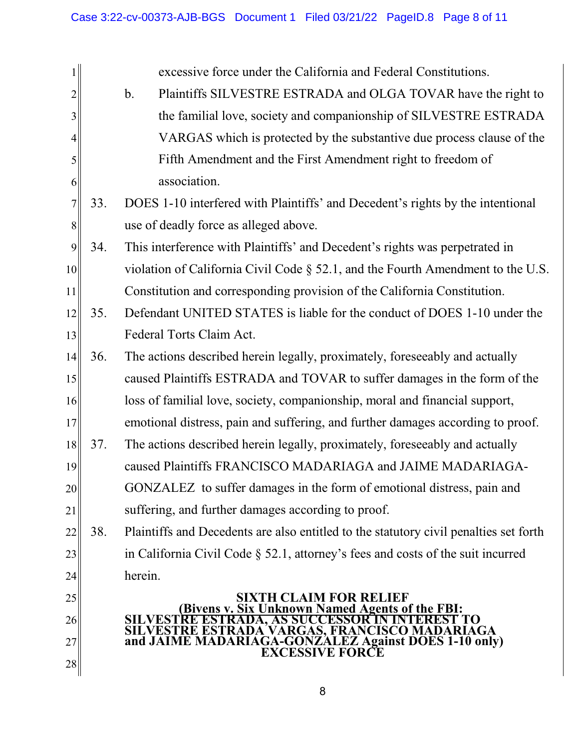excessive force under the California and Federal Constitutions.

b. Plaintiffs SILVESTRE ESTRADA and OLGA TOVAR have the right to the familial love, society and companionship of SILVESTRE ESTRADA VARGAS which is protected by the substantive due process clause of the Fifth Amendment and the First Amendment right to freedom of association.

33. DOES 1-10 interfered with Plaintiffs' and Decedent's rights by the intentional use of deadly force as alleged above.

34. This interference with Plaintiffs' and Decedent's rights was perpetrated in violation of California Civil Code § 52.1, and the Fourth Amendment to the U.S. Constitution and corresponding provision of the California Constitution.

35. Defendant UNITED STATES is liable for the conduct of DOES 1-10 under the Federal Torts Claim Act.

36. The actions described herein legally, proximately, foreseeably and actually caused Plaintiffs ESTRADA and TOVAR to suffer damages in the form of the loss of familial love, society, companionship, moral and financial support, emotional distress, pain and suffering, and further damages according to proof.

37. The actions described herein legally, proximately, foreseeably and actually caused Plaintiffs FRANCISCO MADARIAGA and JAIME MADARIAGA-GONZALEZ to suffer damages in the form of emotional distress, pain and suffering, and further damages according to proof.

38. Plaintiffs and Decedents are also entitled to the statutory civil penalties set forth in California Civil Code § 52.1, attorney's fees and costs of the suit incurred herein.

**SIXTH CLAIM FOR RELIEF**
**(Bivens v. Six Unknown Named Agents of the FBI: SILVESTRE ESTRADA, AS SUCCESSOR IN INTEREST TO SILVESTRE ESTRADA VARGAS, FRANCISCO MADARIAGA and JAIME MADARIAGA-GONZALEZ Against DOES 1-10 only)**
**EXCESSIVE FORCE**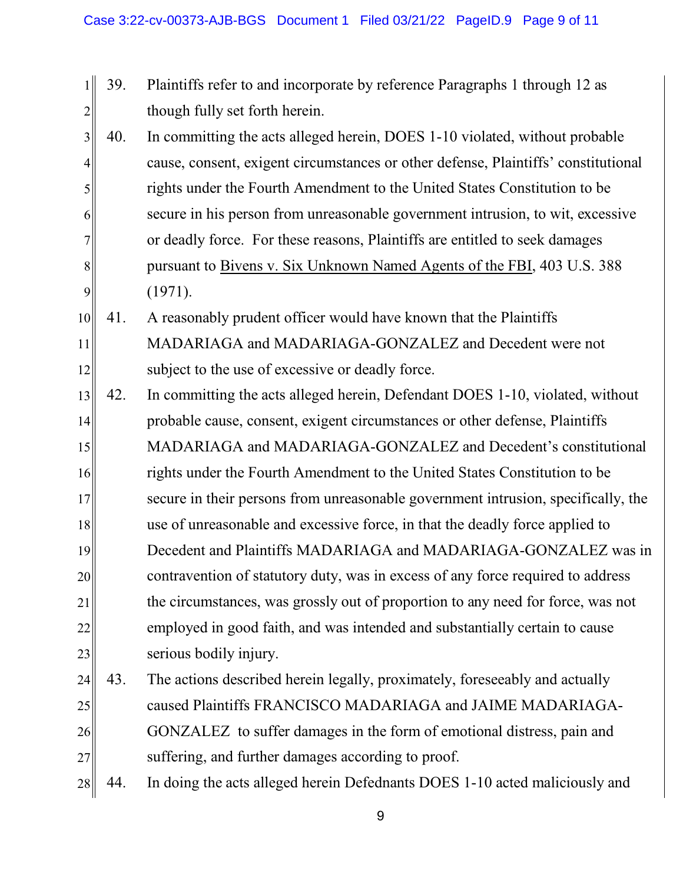39. Plaintiffs refer to and incorporate by reference Paragraphs 1 through 12 as though fully set forth herein.

40. In committing the acts alleged herein, DOES 1-10 violated, without probable cause, consent, exigent circumstances or other defense, Plaintiffs' constitutional rights under the Fourth Amendment to the United States Constitution to be secure in his person from unreasonable government intrusion, to wit, excessive or deadly force. For these reasons, Plaintiffs are entitled to seek damages pursuant to Bivens v. Six Unknown Named Agents of the FBI, 403 U.S. 388 (1971).

41. A reasonably prudent officer would have known that the Plaintiffs MADARIAGA and MADARIAGA-GONZALEZ and Decedent were not subject to the use of excessive or deadly force.

42. In committing the acts alleged herein, Defendant DOES 1-10, violated, without probable cause, consent, exigent circumstances or other defense, Plaintiffs MADARIAGA and MADARIAGA-GONZALEZ and Decedent's constitutional rights under the Fourth Amendment to the United States Constitution to be secure in their persons from unreasonable government intrusion, specifically, the use of unreasonable and excessive force, in that the deadly force applied to Decedent and Plaintiffs MADARIAGA and MADARIAGA-GONZALEZ was in contravention of statutory duty, was in excess of any force required to address the circumstances, was grossly out of proportion to any need for force, was not employed in good faith, and was intended and substantially certain to cause serious bodily injury.

43. The actions described herein legally, proximately, foreseeably and actually caused Plaintiffs FRANCISCO MADARIAGA and JAIME MADARIAGA-GONZALEZ to suffer damages in the form of emotional distress, pain and suffering, and further damages according to proof.

44. In doing the acts alleged herein Defednants DOES 1-10 acted maliciously and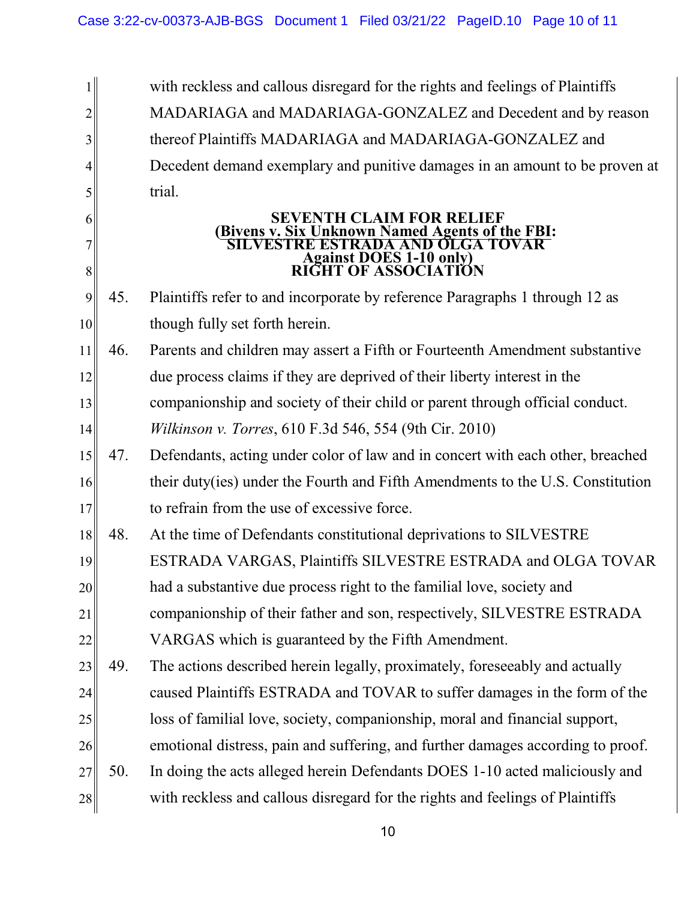with reckless and callous disregard for the rights and feelings of Plaintiffs MADARIAGA and MADARIAGA-GONZALEZ and Decedent and by reason thereof Plaintiffs MADARIAGA and MADARIAGA-GONZALEZ and Decedent demand exemplary and punitive damages in an amount to be proven at trial.

**SEVENTH CLAIM FOR RELIEF**
**(Bivens v. Six Unknown Named Agents of the FBI: SILVESTRE ESTRADA AND OLGA TOVAR Against DOES 1-10 only)**
**RIGHT OF ASSOCIATION**

45. Plaintiffs refer to and incorporate by reference Paragraphs 1 through 12 as though fully set forth herein.

46. Parents and children may assert a Fifth or Fourteenth Amendment substantive due process claims if they are deprived of their liberty interest in the companionship and society of their child or parent through official conduct. *Wilkinson v. Torres*, 610 F.3d 546, 554 (9th Cir. 2010)

47. Defendants, acting under color of law and in concert with each other, breached their duty(ies) under the Fourth and Fifth Amendments to the U.S. Constitution to refrain from the use of excessive force.

48. At the time of Defendants constitutional deprivations to SILVESTRE ESTRADA VARGAS, Plaintiffs SILVESTRE ESTRADA and OLGA TOVAR had a substantive due process right to the familial love, society and companionship of their father and son, respectively, SILVESTRE ESTRADA VARGAS which is guaranteed by the Fifth Amendment.

49. The actions described herein legally, proximately, foreseeably and actually caused Plaintiffs ESTRADA and TOVAR to suffer damages in the form of the loss of familial love, society, companionship, moral and financial support, emotional distress, pain and suffering, and further damages according to proof.

50. In doing the acts alleged herein Defendants DOES 1-10 acted maliciously and with reckless and callous disregard for the rights and feelings of Plaintiffs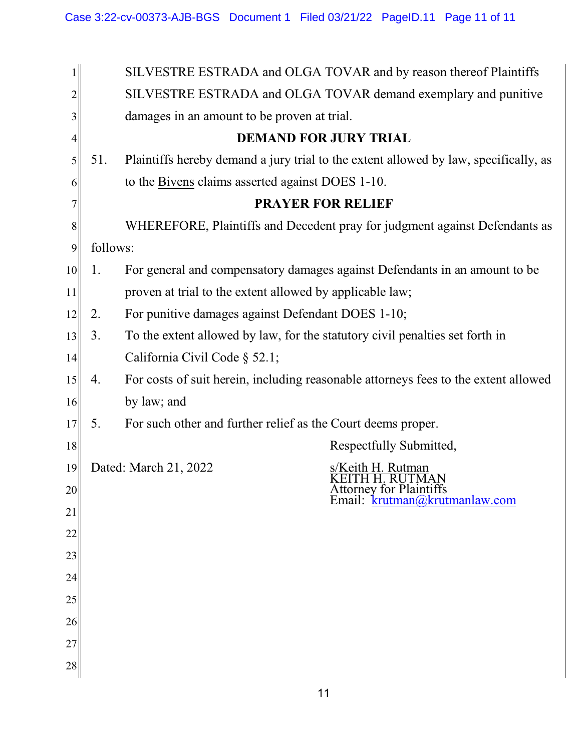SILVESTRE ESTRADA and OLGA TOVAR and by reason thereof Plaintiffs SILVESTRE ESTRADA and OLGA TOVAR demand exemplary and punitive damages in an amount to be proven at trial.

**DEMAND FOR JURY TRIAL**

51. Plaintiffs hereby demand a jury trial to the extent allowed by law, specifically, as to the Bivens claims asserted against DOES 1-10.

**PRAYER FOR RELIEF**

WHEREFORE, Plaintiffs and Decedent pray for judgment against Defendants as follows:

1. For general and compensatory damages against Defendants in an amount to be proven at trial to the extent allowed by applicable law;
2. For punitive damages against Defendant DOES 1-10;
3. To the extent allowed by law, for the statutory civil penalties set forth in California Civil Code § 52.1;
4. For costs of suit herein, including reasonable attorneys fees to the extent allowed by law; and
5. For such other and further relief as the Court deems proper.

Respectfully Submitted,

Dated: March 21, 2022

s/Keith H. Rutman
KEITH H. RUTMAN
Attorney for Plaintiffs
Email: krutman@krutmanlaw.com